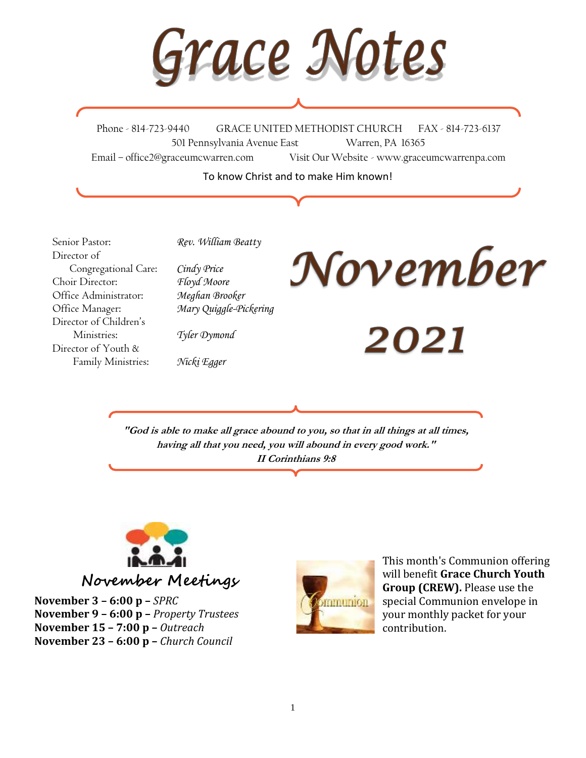# Grace Notes

Phone - 814-723-9440 GRACE UNITED METHODIST CHURCH FAX - 814-723-6137
501 Pennsylvania Avenue East Warren, PA 16365
Email – office2@graceumcwarren.com Visit Our Website - www.graceumcwarrenpa.com

To know Christ and to make Him known!

| | |
|---|---|
| Senior Pastor: | *Rev. William Beatty* |
| Director of Congregational Care: | *Cindy Price* |
| Choir Director: | *Floyd Moore* |
| Office Administrator: | *Meghan Brooker* |
| Office Manager: | *Mary Quiggle-Pickering* |
| Director of Children's Ministries: | *Tyler Dymond* |
| Director of Youth & Family Ministries: | *Nicki Egger* |

# November 2021

***"God is able to make all grace abound to you, so that in all things at all times, having all that you need, you will abound in every good work."***
***II Corinthians 9:8***

## November Meetings

**November 3 – 6:00 p –** *SPRC*
**November 9 – 6:00 p –** *Property Trustees*
**November 15 – 7:00 p –** *Outreach*
**November 23 – 6:00 p –** *Church Council*

This month's Communion offering will benefit **Grace Church Youth Group (CREW).** Please use the special Communion envelope in your monthly packet for your contribution.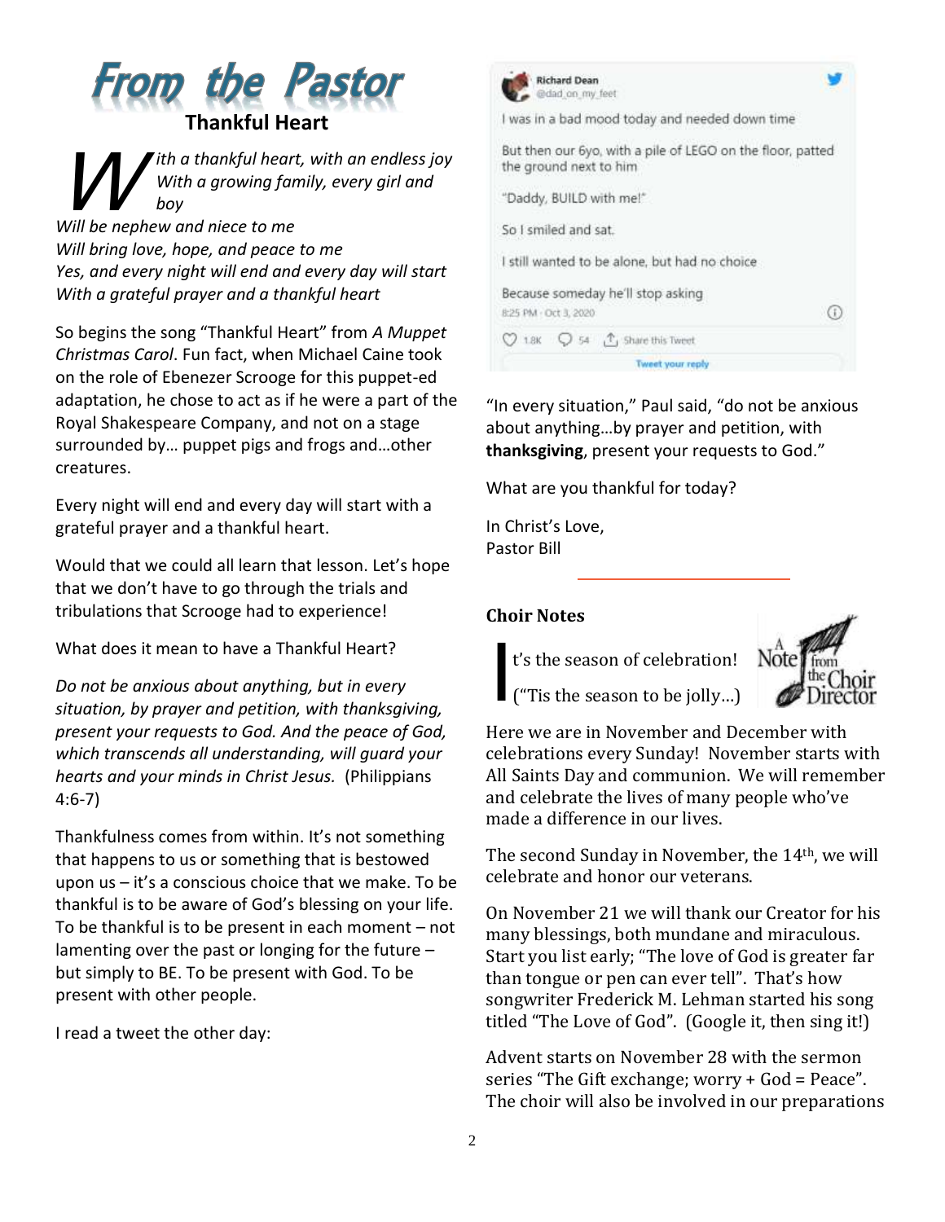# From the Pastor

## Thankful Heart

*With a thankful heart, with an endless joy*
*With a growing family, every girl and boy*
*Will be nephew and niece to me*
*Will bring love, hope, and peace to me*
*Yes, and every night will end and every day will start*
*With a grateful prayer and a thankful heart*

So begins the song "Thankful Heart" from *A Muppet Christmas Carol*. Fun fact, when Michael Caine took on the role of Ebenezer Scrooge for this puppet-ed adaptation, he chose to act as if he were a part of the Royal Shakespeare Company, and not on a stage surrounded by… puppet pigs and frogs and…other creatures.

Every night will end and every day will start with a grateful prayer and a thankful heart.

Would that we could all learn that lesson. Let's hope that we don't have to go through the trials and tribulations that Scrooge had to experience!

What does it mean to have a Thankful Heart?

*Do not be anxious about anything, but in every situation, by prayer and petition, with thanksgiving, present your requests to God. And the peace of God, which transcends all understanding, will guard your hearts and your minds in Christ Jesus.* (Philippians 4:6-7)

Thankfulness comes from within. It's not something that happens to us or something that is bestowed upon us – it's a conscious choice that we make. To be thankful is to be aware of God's blessing on your life. To be thankful is to be present in each moment – not lamenting over the past or longing for the future – but simply to BE. To be present with God. To be present with other people.

I read a tweet the other day:

Richard Dean
@dad_on_my_feet

I was in a bad mood today and needed down time

But then our 6yo, with a pile of LEGO on the floor, patted the ground next to him

"Daddy, BUILD with me!"

So I smiled and sat.

I still wanted to be alone, but had no choice

Because someday he'll stop asking

8:25 PM · Oct 3, 2020

"In every situation," Paul said, "do not be anxious about anything…by prayer and petition, with **thanksgiving**, present your requests to God."

What are you thankful for today?

In Christ's Love,
Pastor Bill

## Choir Notes

It's the season of celebration!
("Tis the season to be jolly…)

Here we are in November and December with celebrations every Sunday! November starts with All Saints Day and communion. We will remember and celebrate the lives of many people who've made a difference in our lives.

The second Sunday in November, the 14th, we will celebrate and honor our veterans.

On November 21 we will thank our Creator for his many blessings, both mundane and miraculous. Start you list early; "The love of God is greater far than tongue or pen can ever tell". That's how songwriter Frederick M. Lehman started his song titled "The Love of God". (Google it, then sing it!)

Advent starts on November 28 with the sermon series "The Gift exchange; worry + God = Peace". The choir will also be involved in our preparations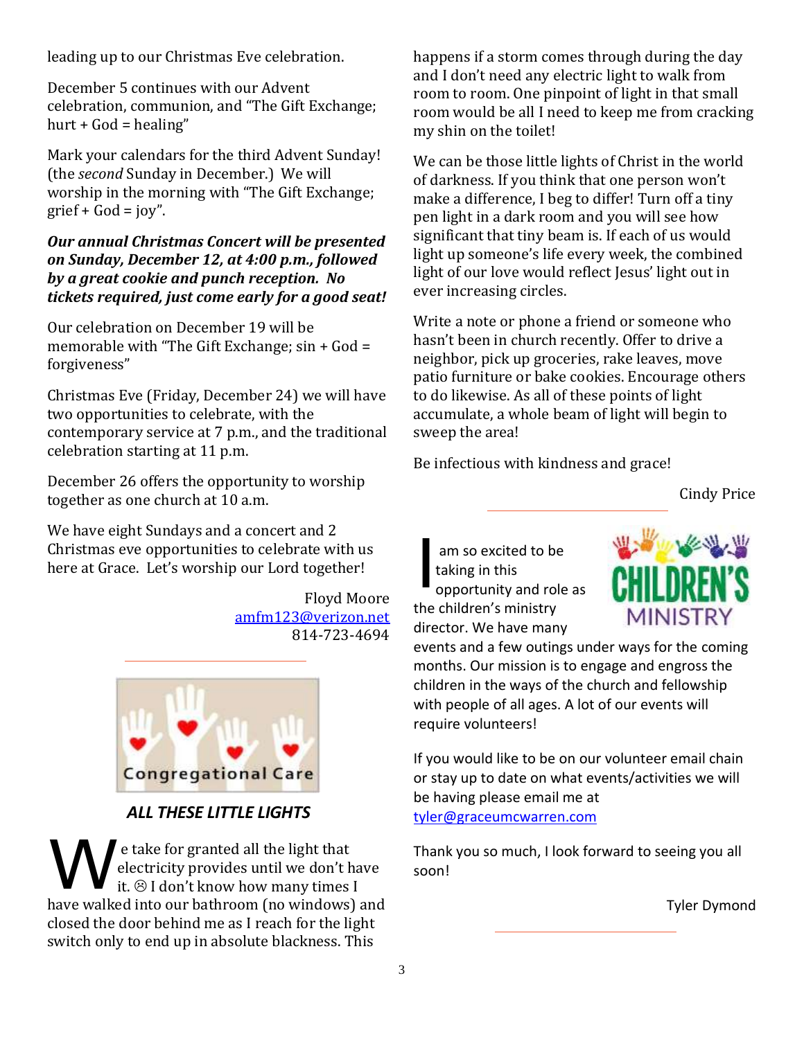leading up to our Christmas Eve celebration.

December 5 continues with our Advent celebration, communion, and "The Gift Exchange; hurt + God = healing"

Mark your calendars for the third Advent Sunday! (the *second* Sunday in December.) We will worship in the morning with "The Gift Exchange; grief + God = joy".

***Our annual Christmas Concert will be presented on Sunday, December 12, at 4:00 p.m., followed by a great cookie and punch reception. No tickets required, just come early for a good seat!***

Our celebration on December 19 will be memorable with "The Gift Exchange; sin + God = forgiveness"

Christmas Eve (Friday, December 24) we will have two opportunities to celebrate, with the contemporary service at 7 p.m., and the traditional celebration starting at 11 p.m.

December 26 offers the opportunity to worship together as one church at 10 a.m.

We have eight Sundays and a concert and 2 Christmas eve opportunities to celebrate with us here at Grace. Let's worship our Lord together!

Floyd Moore
amfm123@verizon.net
814-723-4694

---

Congregational Care

## *ALL THESE LITTLE LIGHTS*

We take for granted all the light that electricity provides until we don't have it. ☹ I don't know how many times I have walked into our bathroom (no windows) and closed the door behind me as I reach for the light switch only to end up in absolute blackness. This happens if a storm comes through during the day and I don't need any electric light to walk from room to room. One pinpoint of light in that small room would be all I need to keep me from cracking my shin on the toilet!

We can be those little lights of Christ in the world of darkness. If you think that one person won't make a difference, I beg to differ! Turn off a tiny pen light in a dark room and you will see how significant that tiny beam is. If each of us would light up someone's life every week, the combined light of our love would reflect Jesus' light out in ever increasing circles.

Write a note or phone a friend or someone who hasn't been in church recently. Offer to drive a neighbor, pick up groceries, rake leaves, move patio furniture or bake cookies. Encourage others to do likewise. As all of these points of light accumulate, a whole beam of light will begin to sweep the area!

Be infectious with kindness and grace!

Cindy Price

---

CHILDREN'S MINISTRY

I am so excited to be taking in this opportunity and role as the children's ministry director. We have many events and a few outings under ways for the coming months. Our mission is to engage and engross the children in the ways of the church and fellowship with people of all ages. A lot of our events will require volunteers!

If you would like to be on our volunteer email chain or stay up to date on what events/activities we will be having please email me at tyler@graceumcwarren.com

Thank you so much, I look forward to seeing you all soon!

Tyler Dymond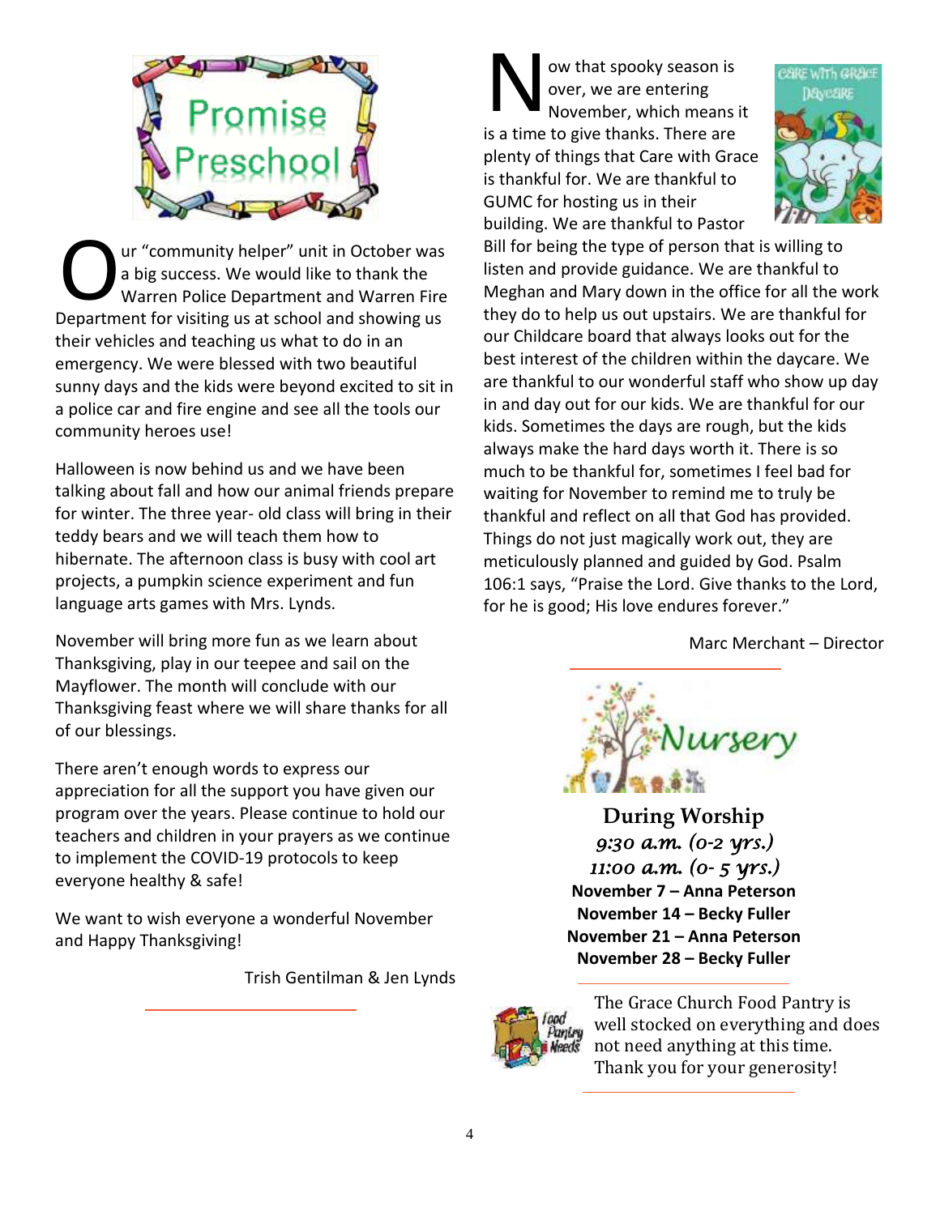## Promise Preschool

Our "community helper" unit in October was a big success. We would like to thank the Warren Police Department and Warren Fire Department for visiting us at school and showing us their vehicles and teaching us what to do in an emergency. We were blessed with two beautiful sunny days and the kids were beyond excited to sit in a police car and fire engine and see all the tools our community heroes use!

Halloween is now behind us and we have been talking about fall and how our animal friends prepare for winter. The three year- old class will bring in their teddy bears and we will teach them how to hibernate. The afternoon class is busy with cool art projects, a pumpkin science experiment and fun language arts games with Mrs. Lynds.

November will bring more fun as we learn about Thanksgiving, play in our teepee and sail on the Mayflower. The month will conclude with our Thanksgiving feast where we will share thanks for all of our blessings.

There aren't enough words to express our appreciation for all the support you have given our program over the years. Please continue to hold our teachers and children in your prayers as we continue to implement the COVID-19 protocols to keep everyone healthy & safe!

We want to wish everyone a wonderful November and Happy Thanksgiving!

Trish Gentilman & Jen Lynds

---

## Care With Grace Daycare

Now that spooky season is over, we are entering November, which means it is a time to give thanks. There are plenty of things that Care with Grace is thankful for. We are thankful to GUMC for hosting us in their building. We are thankful to Pastor Bill for being the type of person that is willing to listen and provide guidance. We are thankful to Meghan and Mary down in the office for all the work they do to help us out upstairs. We are thankful for our Childcare board that always looks out for the best interest of the children within the daycare. We are thankful to our wonderful staff who show up day in and day out for our kids. We are thankful for our kids. Sometimes the days are rough, but the kids always make the hard days worth it. There is so much to be thankful for, sometimes I feel bad for waiting for November to remind me to truly be thankful and reflect on all that God has provided. Things do not just magically work out, they are meticulously planned and guided by God. Psalm 106:1 says, "Praise the Lord. Give thanks to the Lord, for he is good; His love endures forever."

Marc Merchant – Director

---

## Nursery

### During Worship

*9:30 a.m. (0-2 yrs.)*
*11:00 a.m. (0- 5 yrs.)*

**November 7 – Anna Peterson**
**November 14 – Becky Fuller**
**November 21 – Anna Peterson**
**November 28 – Becky Fuller**

---

## Food Pantry Needs

The Grace Church Food Pantry is well stocked on everything and does not need anything at this time. Thank you for your generosity!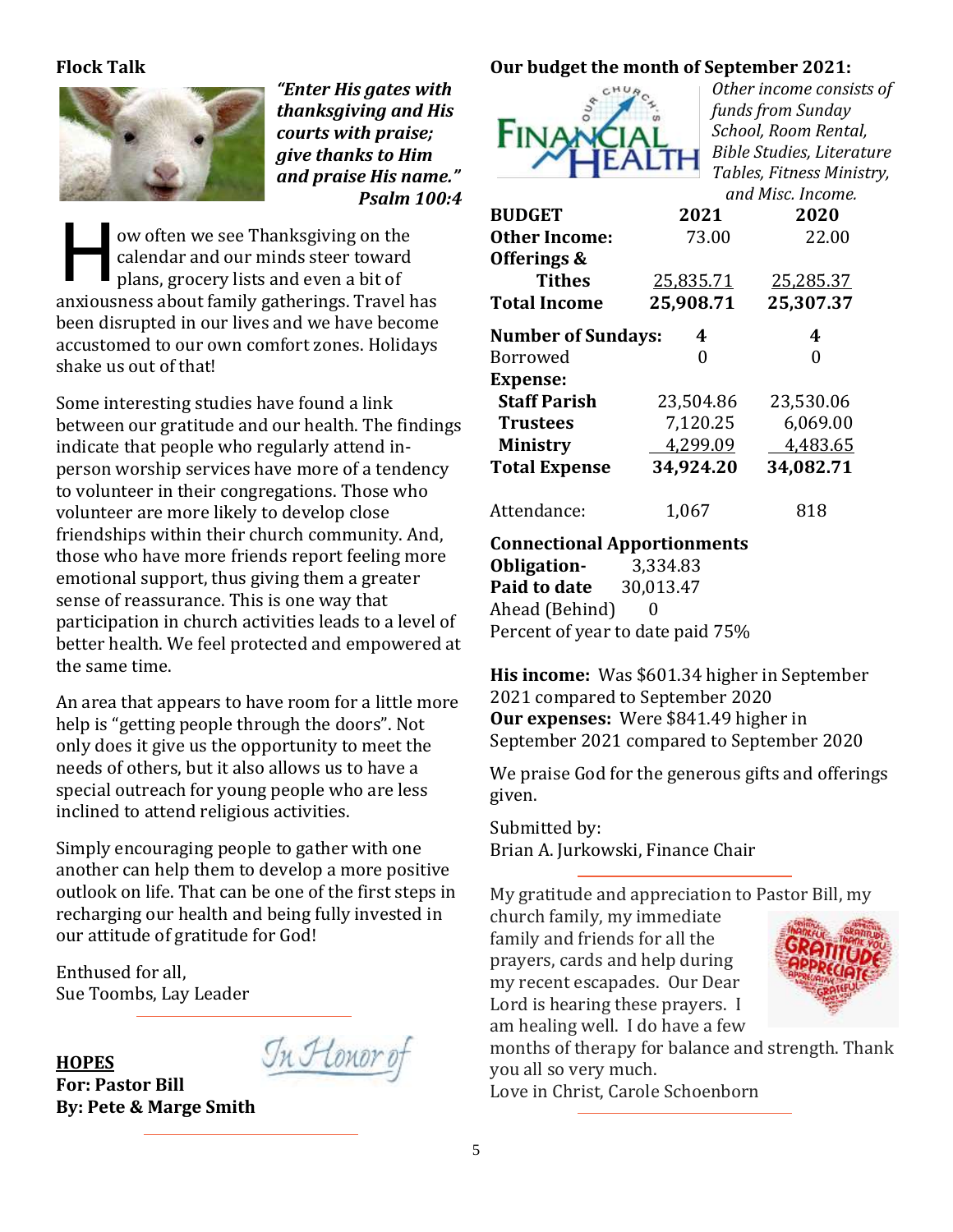## Flock Talk

***"Enter His gates with thanksgiving and His courts with praise; give thanks to Him and praise His name." Psalm 100:4***

How often we see Thanksgiving on the calendar and our minds steer toward plans, grocery lists and even a bit of anxiousness about family gatherings. Travel has been disrupted in our lives and we have become accustomed to our own comfort zones. Holidays shake us out of that!

Some interesting studies have found a link between our gratitude and our health. The findings indicate that people who regularly attend in-person worship services have more of a tendency to volunteer in their congregations. Those who volunteer are more likely to develop close friendships within their church community. And, those who have more friends report feeling more emotional support, thus giving them a greater sense of reassurance. This is one way that participation in church activities leads to a level of better health. We feel protected and empowered at the same time.

An area that appears to have room for a little more help is "getting people through the doors". Not only does it give us the opportunity to meet the needs of others, but it also allows us to have a special outreach for young people who are less inclined to attend religious activities.

Simply encouraging people to gather with one another can help them to develop a more positive outlook on life. That can be one of the first steps in recharging our health and being fully invested in our attitude of gratitude for God!

Enthused for all,
Sue Toombs, Lay Leader

---

**HOPES**

*In Honor of*

**For: Pastor Bill**
**By: Pete & Marge Smith**

---

## Our budget the month of September 2021:

*Other income consists of funds from Sunday School, Room Rental, Bible Studies, Literature Tables, Fitness Ministry, and Misc. Income.*

| **BUDGET** | **2021** | **2020** |
|---|---|---|
| **Other Income:** | 73.00 | 22.00 |
| **Offerings & Tithes** | 25,835.71 | 25,285.37 |
| **Total Income** | **25,908.71** | **25,307.37** |
| **Number of Sundays:** | **4** | **4** |
| Borrowed | 0 | 0 |
| **Expense:** | | |
| **Staff Parish** | 23,504.86 | 23,530.06 |
| **Trustees** | 7,120.25 | 6,069.00 |
| **Ministry** | 4,299.09 | 4,483.65 |
| **Total Expense** | **34,924.20** | **34,082.71** |
| Attendance: | 1,067 | 818 |

**Connectional Apportionments**
**Obligation-** 3,334.83
**Paid to date** 30,013.47
Ahead (Behind) 0
Percent of year to date paid 75%

**His income:** Was $601.34 higher in September 2021 compared to September 2020
**Our expenses:** Were $841.49 higher in September 2021 compared to September 2020

We praise God for the generous gifts and offerings given.

Submitted by:
Brian A. Jurkowski, Finance Chair

---

My gratitude and appreciation to Pastor Bill, my church family, my immediate family and friends for all the prayers, cards and help during my recent escapades. Our Dear Lord is hearing these prayers. I am healing well. I do have a few months of therapy for balance and strength. Thank you all so very much.
Love in Christ, Carole Schoenborn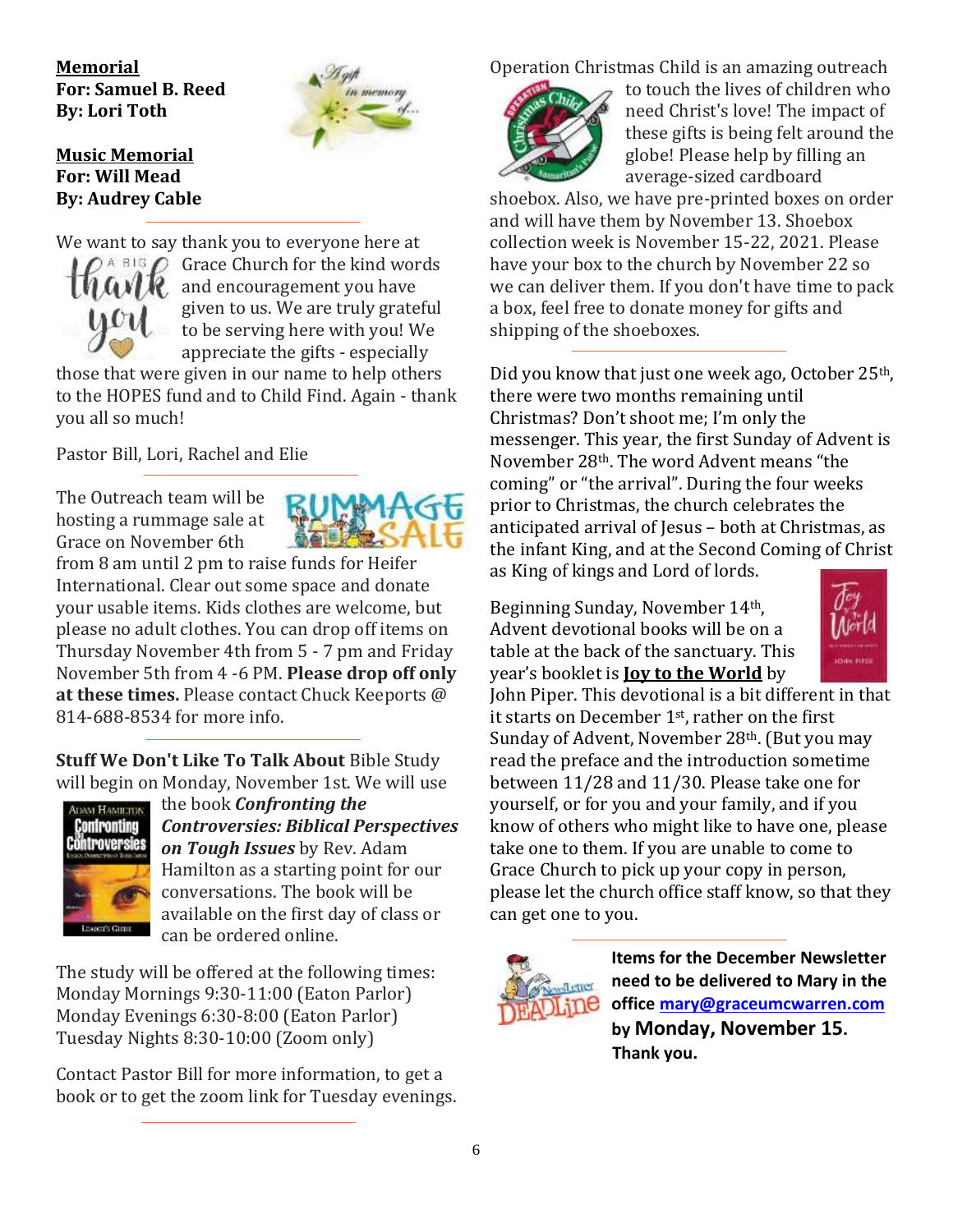**<u>Memorial</u>**
**For: Samuel B. Reed**
**By: Lori Toth**

**<u>Music Memorial</u>**
**For: Will Mead**
**By: Audrey Cable**

---

We want to say thank you to everyone here at Grace Church for the kind words and encouragement you have given to us. We are truly grateful to be serving here with you! We appreciate the gifts - especially those that were given in our name to help others to the HOPES fund and to Child Find. Again - thank you all so much!

Pastor Bill, Lori, Rachel and Elie

---

The Outreach team will be hosting a rummage sale at Grace on November 6th from 8 am until 2 pm to raise funds for Heifer International. Clear out some space and donate your usable items. Kids clothes are welcome, but please no adult clothes. You can drop off items on Thursday November 4th from 5 - 7 pm and Friday November 5th from 4 -6 PM. **Please drop off only at these times.** Please contact Chuck Keeports @ 814-688-8534 for more info.

---

**Stuff We Don't Like To Talk About** Bible Study will begin on Monday, November 1st. We will use the book ***Confronting the Controversies: Biblical Perspectives on Tough Issues*** by Rev. Adam Hamilton as a starting point for our conversations. The book will be available on the first day of class or can be ordered online.

The study will be offered at the following times:
Monday Mornings 9:30-11:00 (Eaton Parlor)
Monday Evenings 6:30-8:00 (Eaton Parlor)
Tuesday Nights 8:30-10:00 (Zoom only)

Contact Pastor Bill for more information, to get a book or to get the zoom link for Tuesday evenings.

---

Operation Christmas Child is an amazing outreach to touch the lives of children who need Christ's love! The impact of these gifts is being felt around the globe! Please help by filling an average-sized cardboard shoebox. Also, we have pre-printed boxes on order and will have them by November 13. Shoebox collection week is November 15-22, 2021. Please have your box to the church by November 22 so we can deliver them. If you don't have time to pack a box, feel free to donate money for gifts and shipping of the shoeboxes.

---

Did you know that just one week ago, October 25th, there were two months remaining until Christmas? Don't shoot me; I'm only the messenger. This year, the first Sunday of Advent is November 28th. The word Advent means "the coming" or "the arrival". During the four weeks prior to Christmas, the church celebrates the anticipated arrival of Jesus – both at Christmas, as the infant King, and at the Second Coming of Christ as King of kings and Lord of lords.

Beginning Sunday, November 14th, Advent devotional books will be on a table at the back of the sanctuary. This year's booklet is **<u>Joy to the World</u>** by John Piper. This devotional is a bit different in that it starts on December 1st, rather on the first Sunday of Advent, November 28th. (But you may read the preface and the introduction sometime between 11/28 and 11/30. Please take one for yourself, or for you and your family, and if you know of others who might like to have one, please take one to them. If you are unable to come to Grace Church to pick up your copy in person, please let the church office staff know, so that they can get one to you.

---

**Items for the December Newsletter need to be delivered to Mary in the office mary@graceumcwarren.com by Monday, November 15. Thank you.**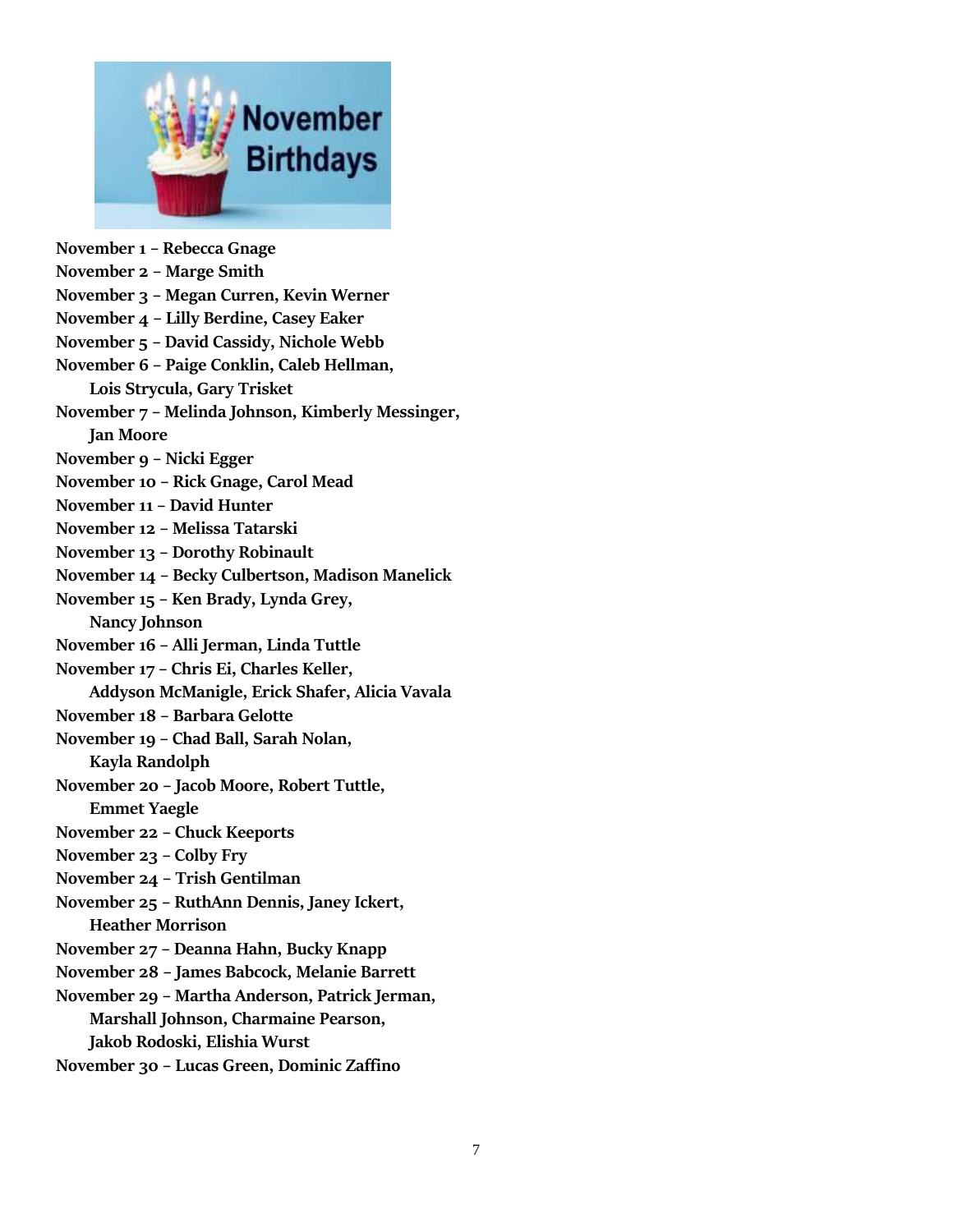# November Birthdays

**November 1 – Rebecca Gnage**
**November 2 – Marge Smith**
**November 3 – Megan Curren, Kevin Werner**
**November 4 – Lilly Berdine, Casey Eaker**
**November 5 – David Cassidy, Nichole Webb**
**November 6 – Paige Conklin, Caleb Hellman, Lois Strycula, Gary Trisket**
**November 7 – Melinda Johnson, Kimberly Messinger, Jan Moore**
**November 9 – Nicki Egger**
**November 10 – Rick Gnage, Carol Mead**
**November 11 – David Hunter**
**November 12 – Melissa Tatarski**
**November 13 – Dorothy Robinault**
**November 14 – Becky Culbertson, Madison Manelick**
**November 15 – Ken Brady, Lynda Grey, Nancy Johnson**
**November 16 – Alli Jerman, Linda Tuttle**
**November 17 – Chris Ei, Charles Keller, Addyson McManigle, Erick Shafer, Alicia Vavala**
**November 18 – Barbara Gelotte**
**November 19 – Chad Ball, Sarah Nolan, Kayla Randolph**
**November 20 – Jacob Moore, Robert Tuttle, Emmet Yaegle**
**November 22 – Chuck Keeports**
**November 23 – Colby Fry**
**November 24 – Trish Gentilman**
**November 25 – RuthAnn Dennis, Janey Ickert, Heather Morrison**
**November 27 – Deanna Hahn, Bucky Knapp**
**November 28 – James Babcock, Melanie Barrett**
**November 29 – Martha Anderson, Patrick Jerman, Marshall Johnson, Charmaine Pearson, Jakob Rodoski, Elishia Wurst**
**November 30 – Lucas Green, Dominic Zaffino**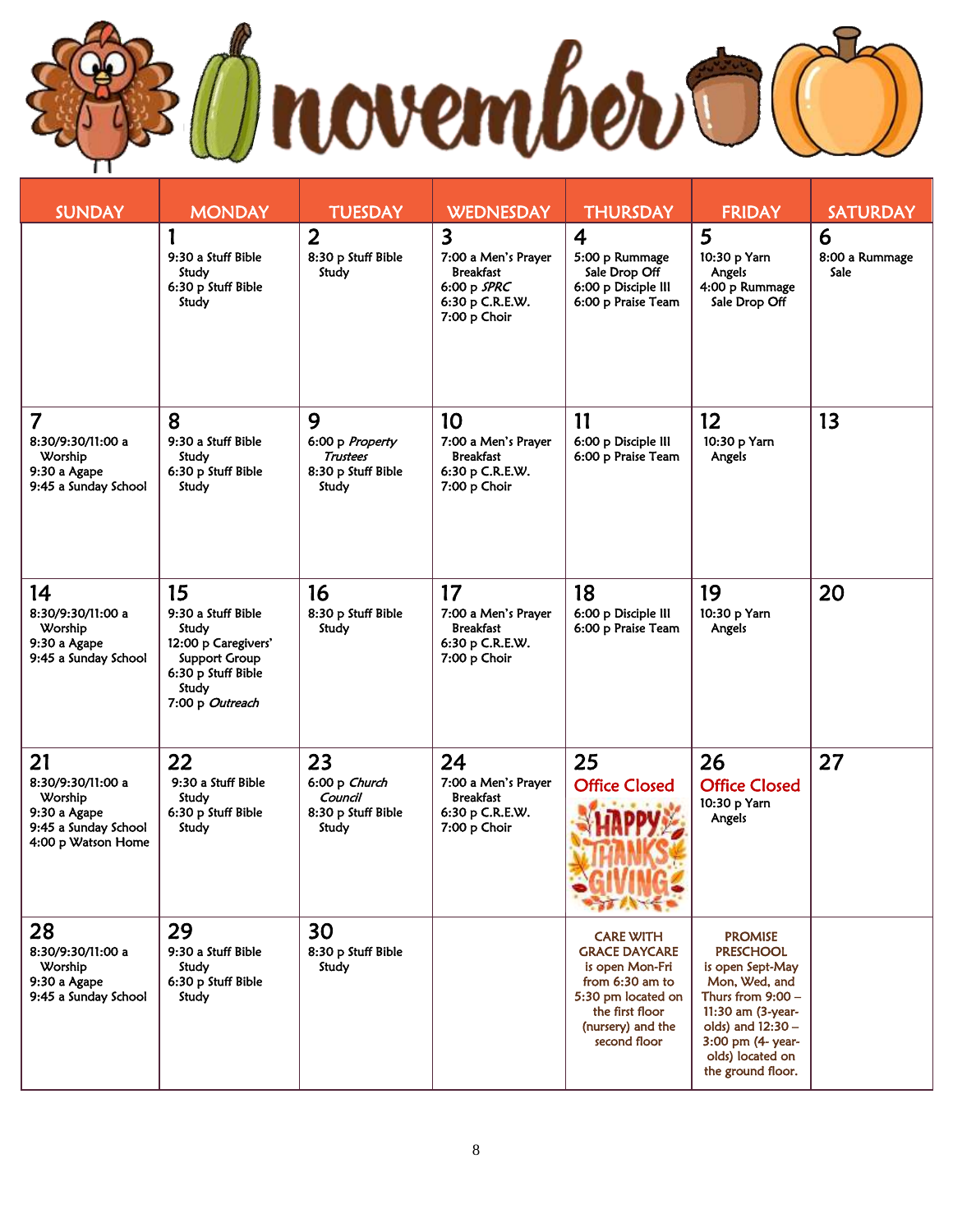# november

| SUNDAY | MONDAY | TUESDAY | WEDNESDAY | THURSDAY | FRIDAY | SATURDAY |
|---|---|---|---|---|---|---|
| | **1**<br>9:30 a Stuff Bible Study<br>6:30 p Stuff Bible Study | **2**<br>8:30 p Stuff Bible Study | **3**<br>7:00 a Men's Prayer Breakfast<br>6:00 p *SPRC*<br>6:30 p C.R.E.W.<br>7:00 p Choir | **4**<br>5:00 p Rummage Sale Drop Off<br>6:00 p Disciple III<br>6:00 p Praise Team | **5**<br>10:30 p Yarn Angels<br>4:00 p Rummage Sale Drop Off | **6**<br>8:00 a Rummage Sale |
| **7**<br>8:30/9:30/11:00 a Worship<br>9:30 a Agape<br>9:45 a Sunday School | **8**<br>9:30 a Stuff Bible Study<br>6:30 p Stuff Bible Study | **9**<br>6:00 p *Property Trustees*<br>8:30 p Stuff Bible Study | **10**<br>7:00 a Men's Prayer Breakfast<br>6:30 p C.R.E.W.<br>7:00 p Choir | **11**<br>6:00 p Disciple III<br>6:00 p Praise Team | **12**<br>10:30 p Yarn Angels | **13** |
| **14**<br>8:30/9:30/11:00 a Worship<br>9:30 a Agape<br>9:45 a Sunday School | **15**<br>9:30 a Stuff Bible Study<br>12:00 p Caregivers' Support Group<br>6:30 p Stuff Bible Study<br>7:00 p *Outreach* | **16**<br>8:30 p Stuff Bible Study | **17**<br>7:00 a Men's Prayer Breakfast<br>6:30 p C.R.E.W.<br>7:00 p Choir | **18**<br>6:00 p Disciple III<br>6:00 p Praise Team | **19**<br>10:30 p Yarn Angels | **20** |
| **21**<br>8:30/9:30/11:00 a Worship<br>9:30 a Agape<br>9:45 a Sunday School<br>4:00 p Watson Home | **22**<br>9:30 a Stuff Bible Study<br>6:30 p Stuff Bible Study | **23**<br>6:00 p *Church Council*<br>8:30 p Stuff Bible Study | **24**<br>7:00 a Men's Prayer Breakfast<br>6:30 p C.R.E.W.<br>7:00 p Choir | **25**<br>Office Closed<br>HAPPY THANKSGIVING | **26**<br>Office Closed<br>10:30 p Yarn Angels | **27** |
| **28**<br>8:30/9:30/11:00 a Worship<br>9:30 a Agape<br>9:45 a Sunday School | **29**<br>9:30 a Stuff Bible Study<br>6:30 p Stuff Bible Study | **30**<br>8:30 p Stuff Bible Study | | CARE WITH GRACE DAYCARE is open Mon-Fri from 6:30 am to 5:30 pm located on the first floor (nursery) and the second floor | PROMISE PRESCHOOL is open Sept-May Mon, Wed, and Thurs from 9:00 – 11:30 am (3-year-olds) and 12:30 – 3:00 pm (4- year-olds) located on the ground floor. | |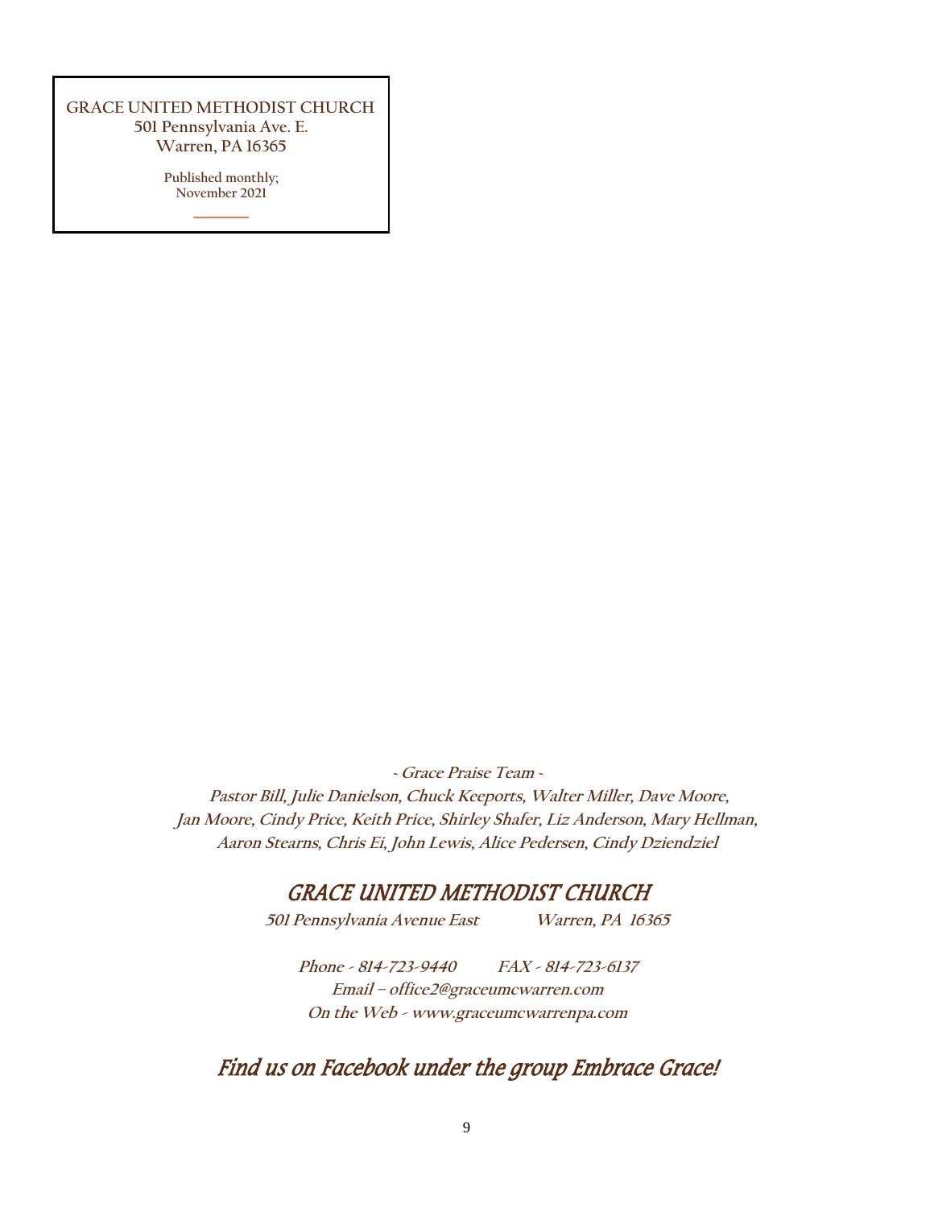**GRACE UNITED METHODIST CHURCH**
**501 Pennsylvania Ave. E.**
**Warren, PA 16365**

**Published monthly;**
**November 2021**

***~ Grace Praise Team ~***

***Pastor Bill, Julie Danielson, Chuck Keeports, Walter Miller, Dave Moore, Jan Moore, Cindy Price, Keith Price, Shirley Shafer, Liz Anderson, Mary Hellman, Aaron Stearns, Chris Ei, John Lewis, Alice Pedersen, Cindy Dziendziel***

## *GRACE UNITED METHODIST CHURCH*

***501 Pennsylvania Avenue East    Warren, PA 16365***

***Phone - 814-723-9440    FAX - 814-723-6137***
***Email – office2@graceumcwarren.com***
***On the Web - www.graceumcwarrenpa.com***

## *Find us on Facebook under the group Embrace Grace!*